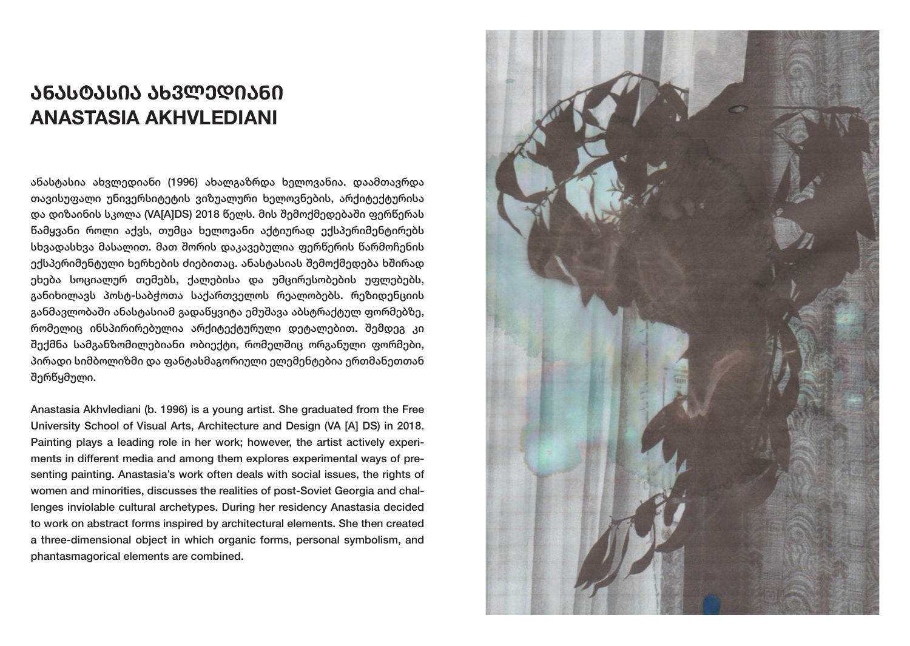# ანასტასია ახვლედიანი
# ANASTASIA AKHVLEDIANI

ანასტასია ახვლედიანი (1996) ახალგაზრდა ხელოვანია. დაამთავრდა თავისუფალი უნივერსიტეტის ვიზუალური ხელოვნების, არქიტექტურისა და დიზაინის სკოლა (VA[A]DS) 2018 წელს. მის შემოქმედებაში ფერწერას წამყვანი როლი აქვს, თუმცა ხელოვანი აქტიურად ექსპერიმენტირებს სხვადასხვა მასალით. მათ შორის დაკავებულია ფერწერის წარმოჩენის ექსპერიმენტული ხერხების ძიებითაც. ანასტასიას შემოქმედება ხშირად ეხება სოციალურ თემებს, ქალებისა და უმცირესობების უფლებებს, განიხილავს პოსტ-საბჭოთა საქართველოს რეალობებს. რეზიდენციის განმავლობაში ანასტასიამ გადაწყვიტა ემუშავა აბსტრაქტულ ფორმებზე, რომელიც ინსპირირებულია არქიტექტურული დეტალებით. შემდეგ კი შექმნა სამგანზომილებიანი ობიექტი, რომელშიც ორგანული ფორმები, პირადი სიმბოლიზმი და ფანტასმაგორიული ელემენტებია ერთმანეთთან შერწყმული.

Anastasia Akhvlediani (b. 1996) is a young artist. She graduated from the Free University School of Visual Arts, Architecture and Design (VA [A] DS) in 2018. Painting plays a leading role in her work; however, the artist actively experiments in different media and among them explores experimental ways of presenting painting. Anastasia's work often deals with social issues, the rights of women and minorities, discusses the realities of post-Soviet Georgia and challenges inviolable cultural archetypes. During her residency Anastasia decided to work on abstract forms inspired by architectural elements. She then created a three-dimensional object in which organic forms, personal symbolism, and phantasmagorical elements are combined.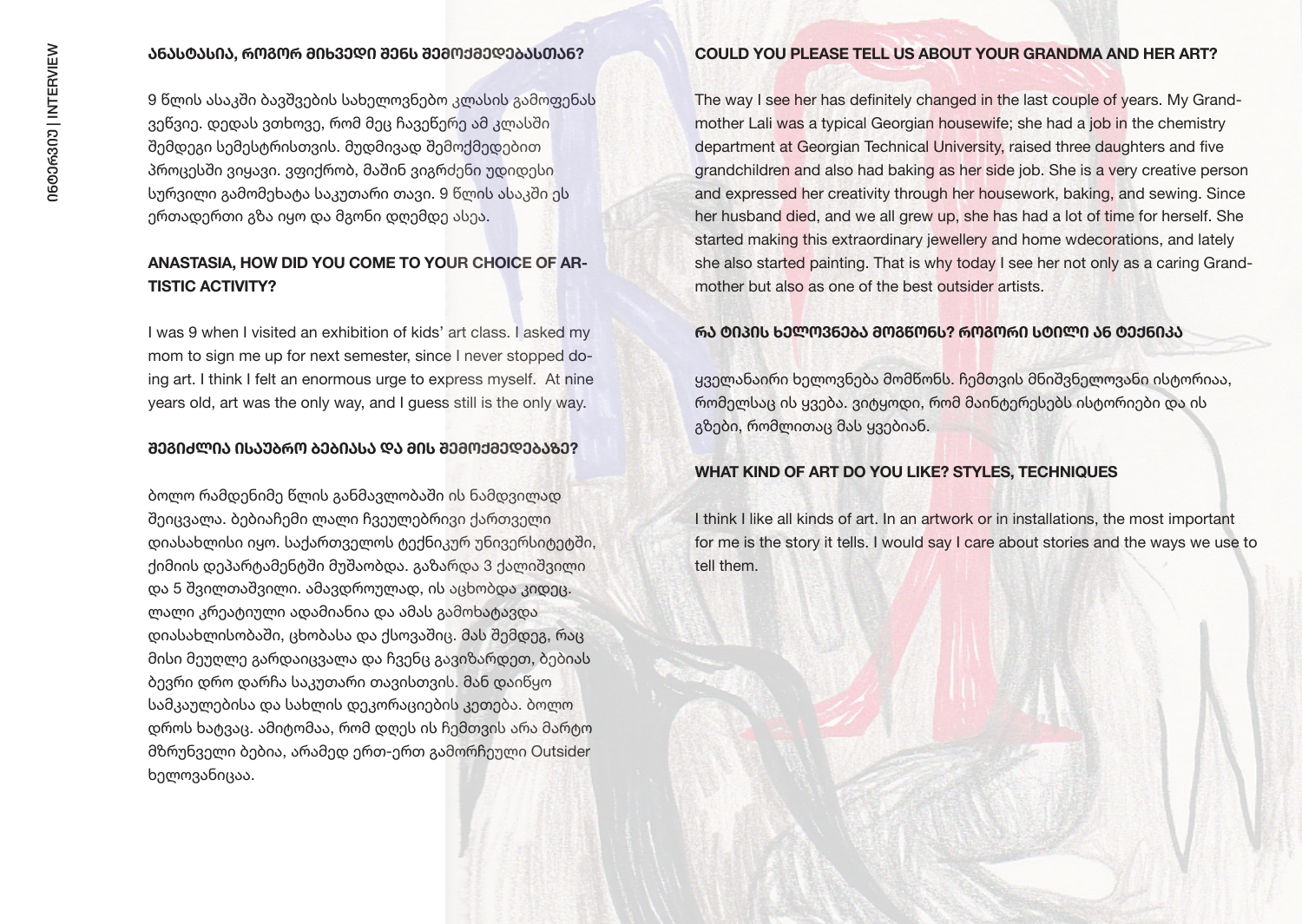## ანასტასია, როგორ მიხვედი შენს შემოქმედებასთან?

9 წლის ასაკში ბავშვების სახელოვნებო კლასის გამოფენას ვეწვიე. დედას ვთხოვე, რომ მეც ჩავეწერე ამ კლასში შემდეგი სემესტრისთვის. მუდმივად შემოქმედებით პროცესში ვიყავი. ვფიქრობ, მაშინ ვიგრძენი უდიდესი სურვილი გამომეხატა საკუთარი თავი. 9 წლის ასაკში ეს ერთადერთი გზა იყო და მგონი დღემდე ასეა.

## ANASTASIA, HOW DID YOU COME TO YOUR CHOICE OF ARTISTIC ACTIVITY?

I was 9 when I visited an exhibition of kids' art class. I asked my mom to sign me up for next semester, since I never stopped doing art. I think I felt an enormous urge to express myself. At nine years old, art was the only way, and I guess still is the only way.

## შეგიძლია ისაუბრო ბებიასა და მის შემოქმედებაზე?

ბოლო რამდენიმე წლის განმავლობაში ის ნამდვილად შეიცვალა. ბებიაჩემი ლალი ჩვეულებრივი ქართველი დიასახლისი იყო. საქართველოს ტექნიკურ უნივერსიტეტში, ქიმიის დეპარტამენტში მუშაობდა. გაზარდა 3 ქალიშვილი და 5 შვილთაშვილი. ამავდროულად, ის აცხობდა კიდეც. ლალი კრეატიული ადამიანია და ამას გამოხატავდა დიასახლისობაში, ცხობასა და ქსოვაშიც. მას შემდეგ, რაც მისი მეუღლე გარდაიცვალა და ჩვენც გავიზარდეთ, ბებიას ბევრი დრო დარჩა საკუთარი თავისთვის. მან დაიწყო სამკაულებისა და სახლის დეკორაციების კეთება. ბოლო დროს ხატვაც. ამიტომაა, რომ დღეს ის ჩემთვის არა მარტო მზრუნველი ბებია, არამედ ერთ-ერთ გამორჩეული Outsider ხელოვანიცაა.

## COULD YOU PLEASE TELL US ABOUT YOUR GRANDMA AND HER ART?

The way I see her has definitely changed in the last couple of years. My Grandmother Lali was a typical Georgian housewife; she had a job in the chemistry department at Georgian Technical University, raised three daughters and five grandchildren and also had baking as her side job. She is a very creative person and expressed her creativity through her housework, baking, and sewing. Since her husband died, and we all grew up, she has had a lot of time for herself. She started making this extraordinary jewellery and home wdecorations, and lately she also started painting. That is why today I see her not only as a caring Grandmother but also as one of the best outsider artists.

## რა ტიპის ხელოვნება მოგწონს? როგორი სტილი ან ტექნიკა

ყველანაირი ხელოვნება მომწონს. ჩემთვის მნიშვნელოვანი ისტორიაა, რომელსაც ის ყვება. ვიტყოდი, რომ მაინტერესებს ისტორიები და ის გზები, რომლითაც მას ყვებიან.

## WHAT KIND OF ART DO YOU LIKE? STYLES, TECHNIQUES

I think I like all kinds of art. In an artwork or in installations, the most important for me is the story it tells. I would say I care about stories and the ways we use to tell them.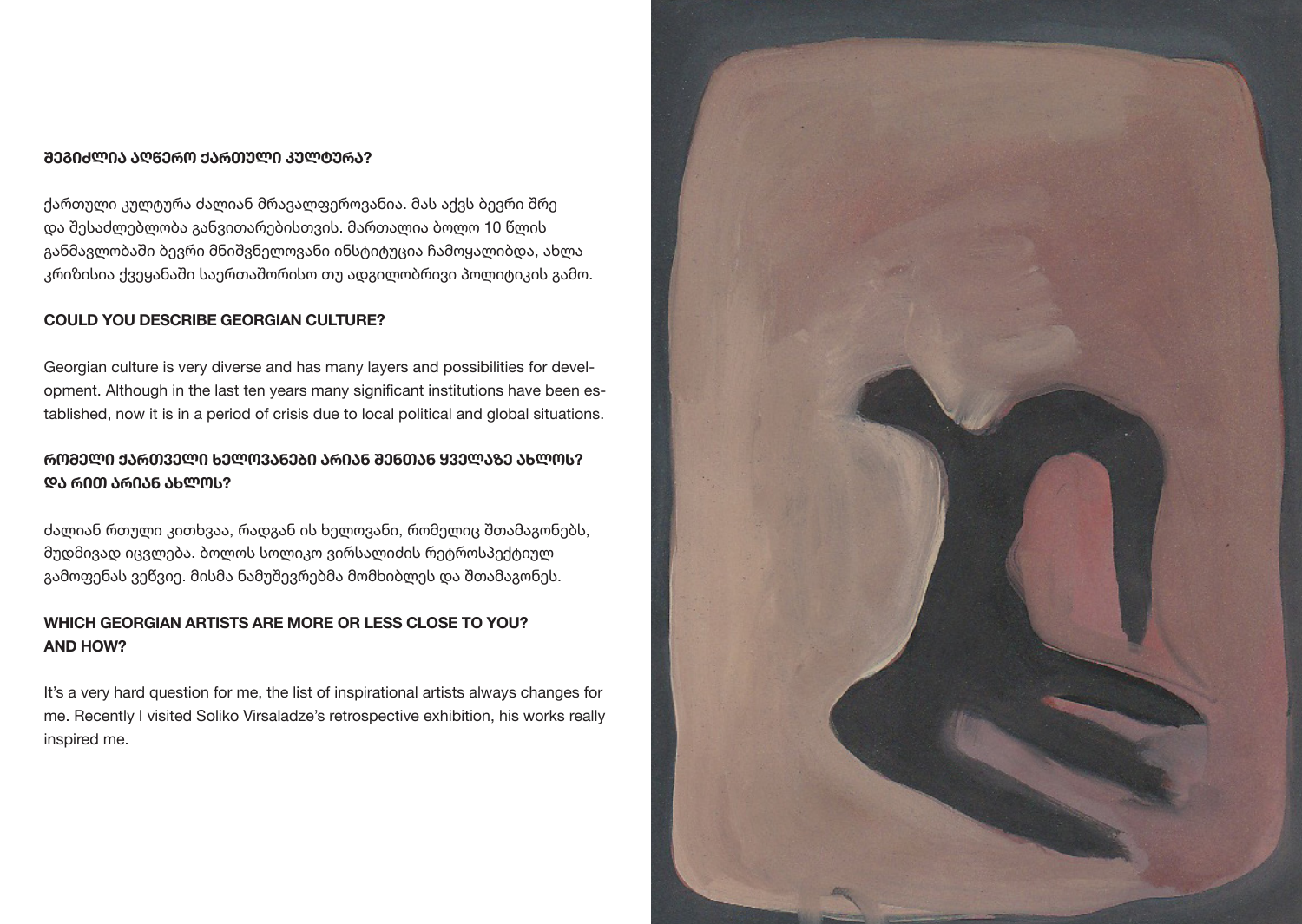### შეგიძლია აღწერო ქართული კულტურა?

ქართული კულტურა ძალიან მრავალფეროვანია. მას აქვს ბევრი შრე და შესაძლებლობა განვითარებისთვის. მართალია ბოლო 10 წლის განმავლობაში ბევრი მნიშვნელოვანი ინსტიტუცია ჩამოყალიბდა, ახლა კრიზისია ქვეყანაში საერთაშორისო თუ ადგილობრივი პოლიტიკის გამო.

### COULD YOU DESCRIBE GEORGIAN CULTURE?

Georgian culture is very diverse and has many layers and possibilities for development. Although in the last ten years many significant institutions have been established, now it is in a period of crisis due to local political and global situations.

### რომელი ქართველი ხელოვანები არიან შენთან ყველაზე ახლოს? და რით არიან ახლოს?

ძალიან რთული კითხვაა, რადგან ის ხელოვანი, რომელიც შთამაგონებს, მუდმივად იცვლება. ბოლოს სოლიკო ვირსალაძის რეტროსპექტიულ გამოფენას ვეწვიე. მისმა ნამუშევრებმა მომხიბლეს და შთამაგონეს.

### WHICH GEORGIAN ARTISTS ARE MORE OR LESS CLOSE TO YOU? AND HOW?

It's a very hard question for me, the list of inspirational artists always changes for me. Recently I visited Soliko Virsaladze's retrospective exhibition, his works really inspired me.